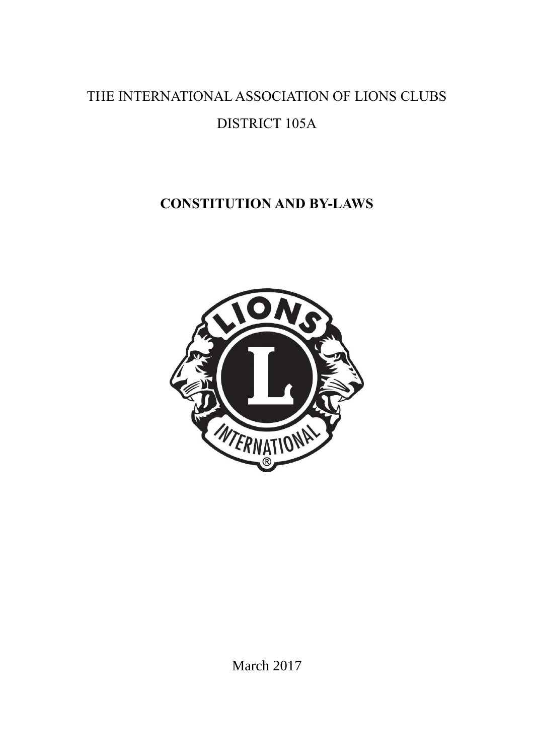THE INTERNATIONAL ASSOCIATION OF LIONS CLUBS

DISTRICT 105A

# CONSTITUTION AND BY-LAWS

March 2017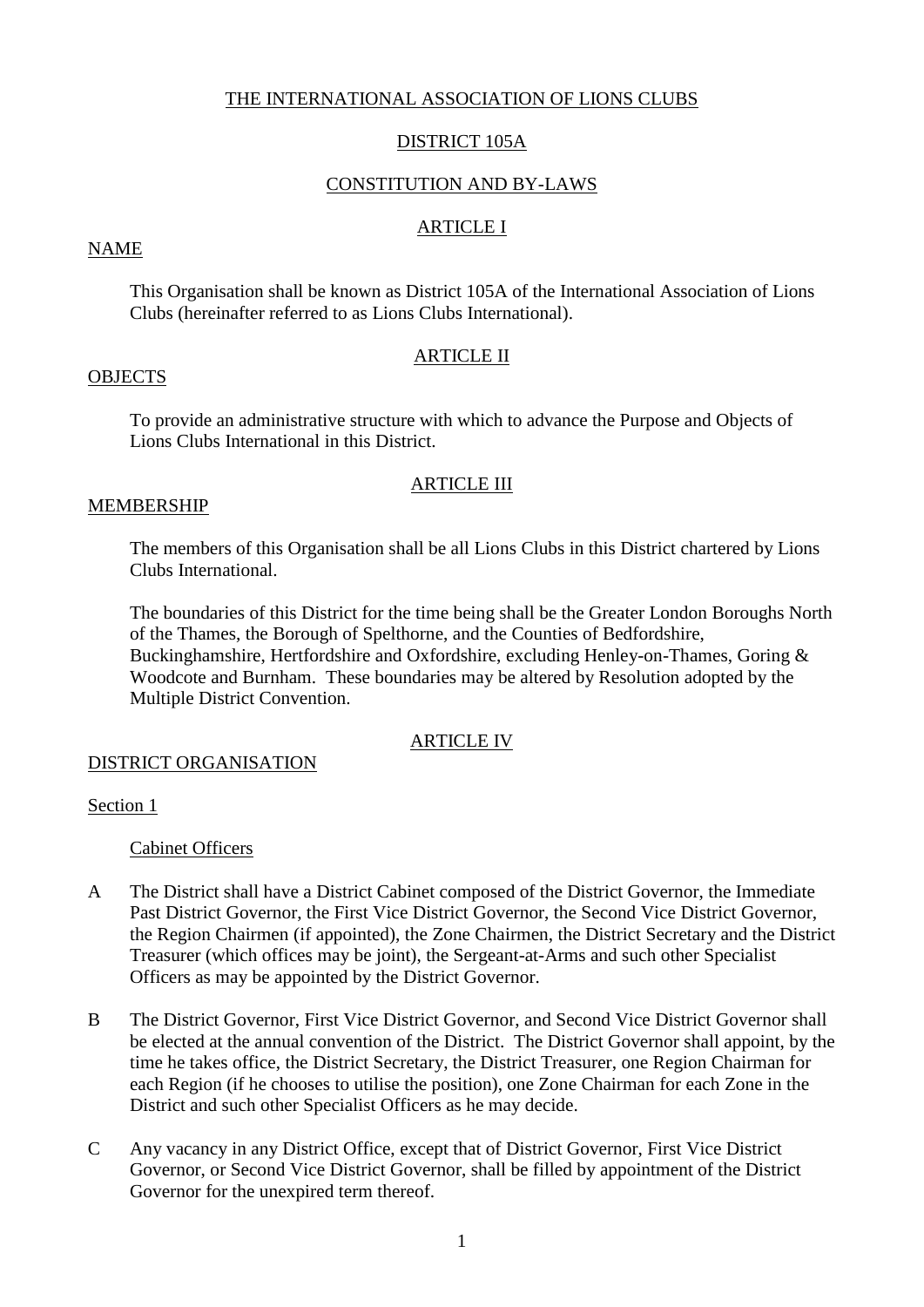THE INTERNATIONAL ASSOCIATION OF LIONS CLUBS

DISTRICT 105A

CONSTITUTION AND BY-LAWS

ARTICLE I

NAME

This Organisation shall be known as District 105A of the International Association of Lions Clubs (hereinafter referred to as Lions Clubs International).

ARTICLE II

OBJECTS

To provide an administrative structure with which to advance the Purpose and Objects of Lions Clubs International in this District.

ARTICLE III

MEMBERSHIP

The members of this Organisation shall be all Lions Clubs in this District chartered by Lions Clubs International.

The boundaries of this District for the time being shall be the Greater London Boroughs North of the Thames, the Borough of Spelthorne, and the Counties of Bedfordshire, Buckinghamshire, Hertfordshire and Oxfordshire, excluding Henley-on-Thames, Goring & Woodcote and Burnham. These boundaries may be altered by Resolution adopted by the Multiple District Convention.

ARTICLE IV

DISTRICT ORGANISATION

Section 1

Cabinet Officers

A The District shall have a District Cabinet composed of the District Governor, the Immediate Past District Governor, the First Vice District Governor, the Second Vice District Governor, the Region Chairmen (if appointed), the Zone Chairmen, the District Secretary and the District Treasurer (which offices may be joint), the Sergeant-at-Arms and such other Specialist Officers as may be appointed by the District Governor.

B The District Governor, First Vice District Governor, and Second Vice District Governor shall be elected at the annual convention of the District. The District Governor shall appoint, by the time he takes office, the District Secretary, the District Treasurer, one Region Chairman for each Region (if he chooses to utilise the position), one Zone Chairman for each Zone in the District and such other Specialist Officers as he may decide.

C Any vacancy in any District Office, except that of District Governor, First Vice District Governor, or Second Vice District Governor, shall be filled by appointment of the District Governor for the unexpired term thereof.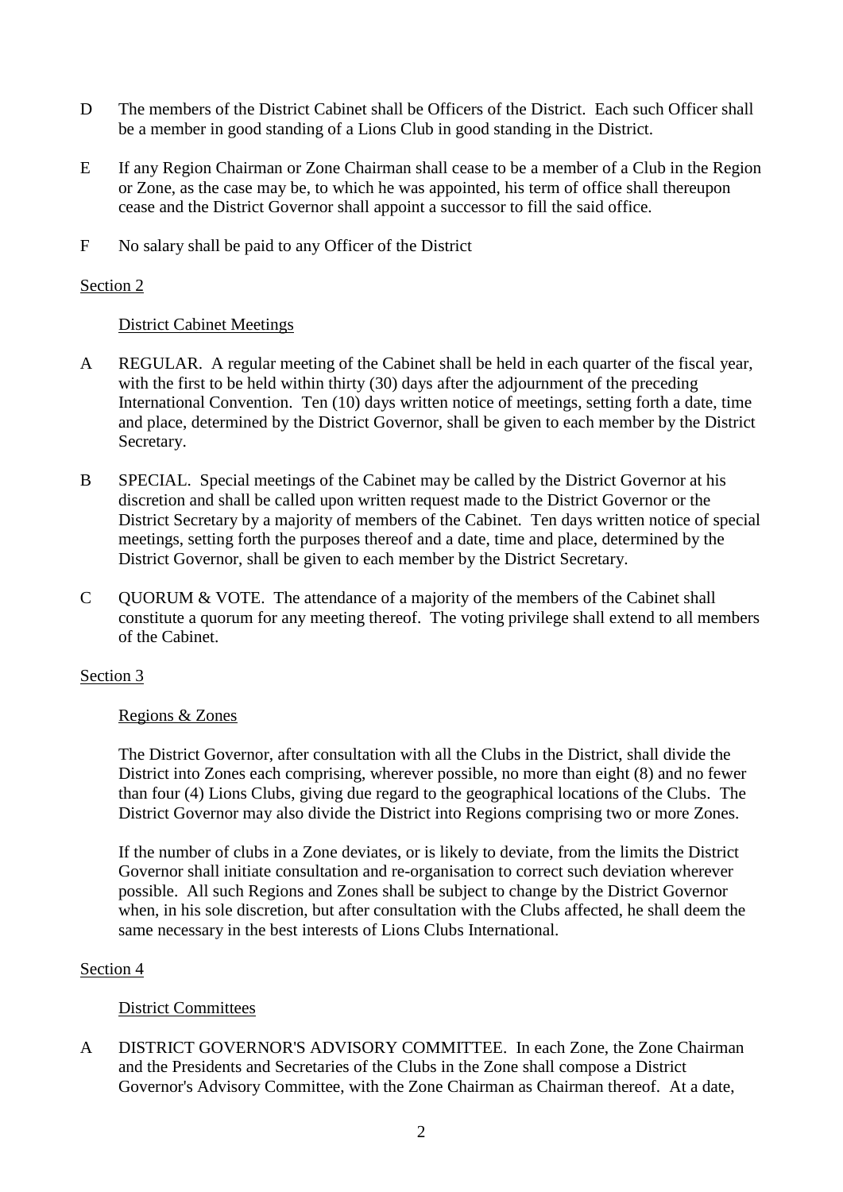D The members of the District Cabinet shall be Officers of the District. Each such Officer shall be a member in good standing of a Lions Club in good standing in the District.

E If any Region Chairman or Zone Chairman shall cease to be a member of a Club in the Region or Zone, as the case may be, to which he was appointed, his term of office shall thereupon cease and the District Governor shall appoint a successor to fill the said office.

F No salary shall be paid to any Officer of the District

<u>Section 2</u>

<u>District Cabinet Meetings</u>

A REGULAR. A regular meeting of the Cabinet shall be held in each quarter of the fiscal year, with the first to be held within thirty (30) days after the adjournment of the preceding International Convention. Ten (10) days written notice of meetings, setting forth a date, time and place, determined by the District Governor, shall be given to each member by the District Secretary.

B SPECIAL. Special meetings of the Cabinet may be called by the District Governor at his discretion and shall be called upon written request made to the District Governor or the District Secretary by a majority of members of the Cabinet. Ten days written notice of special meetings, setting forth the purposes thereof and a date, time and place, determined by the District Governor, shall be given to each member by the District Secretary.

C QUORUM & VOTE. The attendance of a majority of the members of the Cabinet shall constitute a quorum for any meeting thereof. The voting privilege shall extend to all members of the Cabinet.

<u>Section 3</u>

<u>Regions & Zones</u>

The District Governor, after consultation with all the Clubs in the District, shall divide the District into Zones each comprising, wherever possible, no more than eight (8) and no fewer than four (4) Lions Clubs, giving due regard to the geographical locations of the Clubs. The District Governor may also divide the District into Regions comprising two or more Zones.

If the number of clubs in a Zone deviates, or is likely to deviate, from the limits the District Governor shall initiate consultation and re-organisation to correct such deviation wherever possible. All such Regions and Zones shall be subject to change by the District Governor when, in his sole discretion, but after consultation with the Clubs affected, he shall deem the same necessary in the best interests of Lions Clubs International.

<u>Section 4</u>

<u>District Committees</u>

A DISTRICT GOVERNOR'S ADVISORY COMMITTEE. In each Zone, the Zone Chairman and the Presidents and Secretaries of the Clubs in the Zone shall compose a District Governor's Advisory Committee, with the Zone Chairman as Chairman thereof. At a date,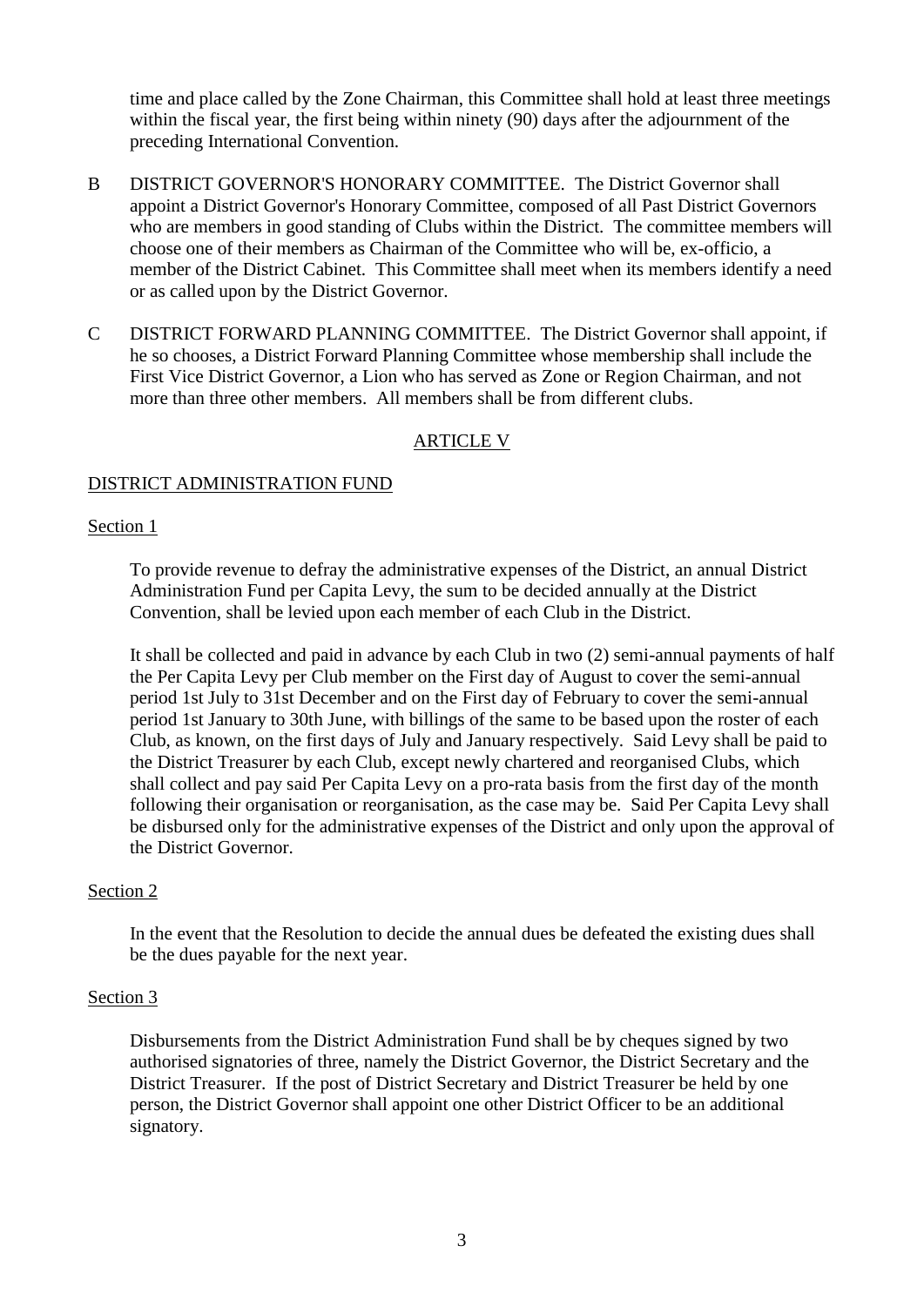time and place called by the Zone Chairman, this Committee shall hold at least three meetings within the fiscal year, the first being within ninety (90) days after the adjournment of the preceding International Convention.

B DISTRICT GOVERNOR'S HONORARY COMMITTEE. The District Governor shall appoint a District Governor's Honorary Committee, composed of all Past District Governors who are members in good standing of Clubs within the District. The committee members will choose one of their members as Chairman of the Committee who will be, ex-officio, a member of the District Cabinet. This Committee shall meet when its members identify a need or as called upon by the District Governor.

C DISTRICT FORWARD PLANNING COMMITTEE. The District Governor shall appoint, if he so chooses, a District Forward Planning Committee whose membership shall include the First Vice District Governor, a Lion who has served as Zone or Region Chairman, and not more than three other members. All members shall be from different clubs.

## ARTICLE V

## DISTRICT ADMINISTRATION FUND

### Section 1

To provide revenue to defray the administrative expenses of the District, an annual District Administration Fund per Capita Levy, the sum to be decided annually at the District Convention, shall be levied upon each member of each Club in the District.

It shall be collected and paid in advance by each Club in two (2) semi-annual payments of half the Per Capita Levy per Club member on the First day of August to cover the semi-annual period 1st July to 31st December and on the First day of February to cover the semi-annual period 1st January to 30th June, with billings of the same to be based upon the roster of each Club, as known, on the first days of July and January respectively. Said Levy shall be paid to the District Treasurer by each Club, except newly chartered and reorganised Clubs, which shall collect and pay said Per Capita Levy on a pro-rata basis from the first day of the month following their organisation or reorganisation, as the case may be. Said Per Capita Levy shall be disbursed only for the administrative expenses of the District and only upon the approval of the District Governor.

### Section 2

In the event that the Resolution to decide the annual dues be defeated the existing dues shall be the dues payable for the next year.

### Section 3

Disbursements from the District Administration Fund shall be by cheques signed by two authorised signatories of three, namely the District Governor, the District Secretary and the District Treasurer. If the post of District Secretary and District Treasurer be held by one person, the District Governor shall appoint one other District Officer to be an additional signatory.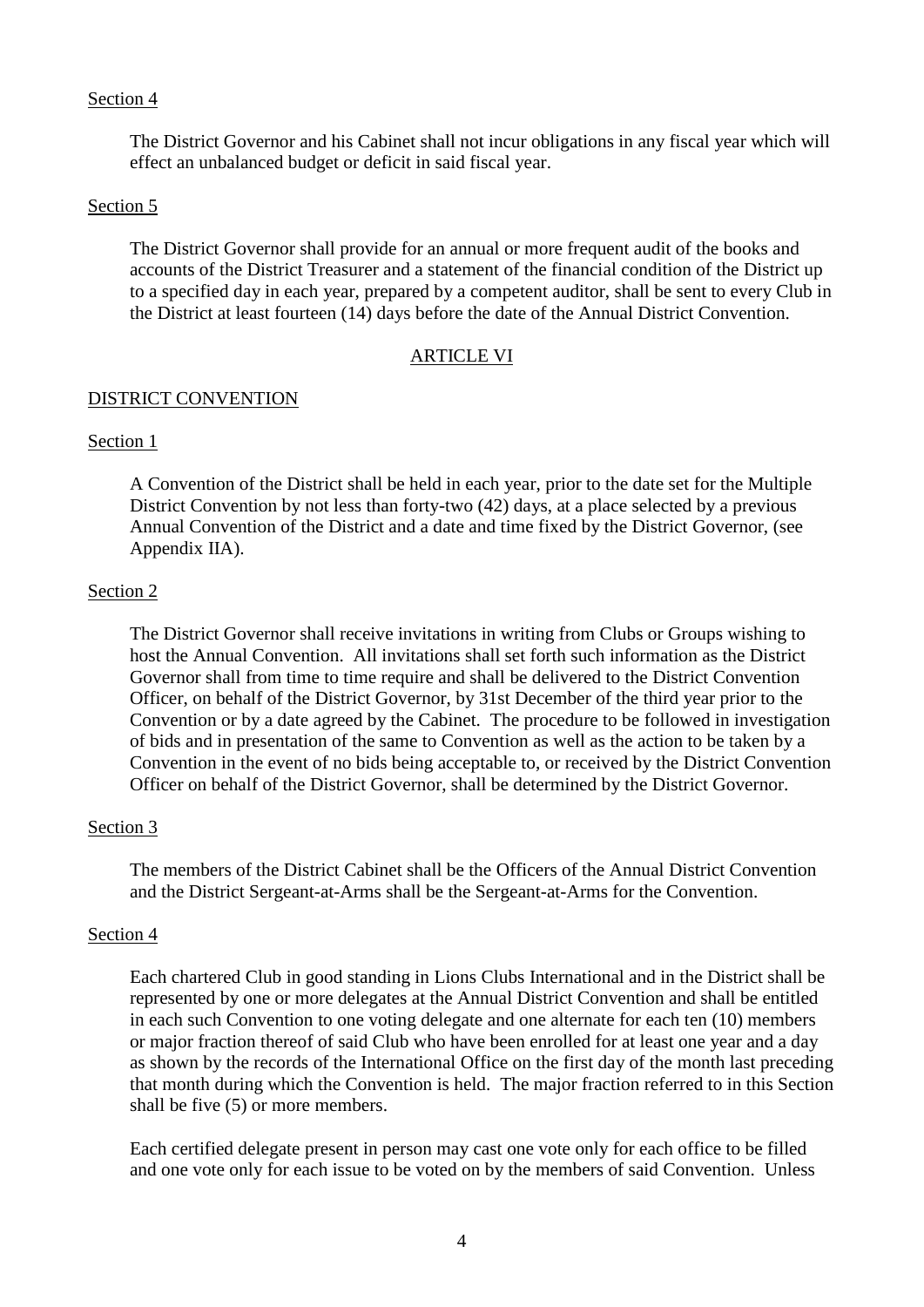Section 4

The District Governor and his Cabinet shall not incur obligations in any fiscal year which will effect an unbalanced budget or deficit in said fiscal year.

Section 5

The District Governor shall provide for an annual or more frequent audit of the books and accounts of the District Treasurer and a statement of the financial condition of the District up to a specified day in each year, prepared by a competent auditor, shall be sent to every Club in the District at least fourteen (14) days before the date of the Annual District Convention.

## ARTICLE VI

## DISTRICT CONVENTION

Section 1

A Convention of the District shall be held in each year, prior to the date set for the Multiple District Convention by not less than forty-two (42) days, at a place selected by a previous Annual Convention of the District and a date and time fixed by the District Governor, (see Appendix IIA).

Section 2

The District Governor shall receive invitations in writing from Clubs or Groups wishing to host the Annual Convention. All invitations shall set forth such information as the District Governor shall from time to time require and shall be delivered to the District Convention Officer, on behalf of the District Governor, by 31st December of the third year prior to the Convention or by a date agreed by the Cabinet. The procedure to be followed in investigation of bids and in presentation of the same to Convention as well as the action to be taken by a Convention in the event of no bids being acceptable to, or received by the District Convention Officer on behalf of the District Governor, shall be determined by the District Governor.

Section 3

The members of the District Cabinet shall be the Officers of the Annual District Convention and the District Sergeant-at-Arms shall be the Sergeant-at-Arms for the Convention.

Section 4

Each chartered Club in good standing in Lions Clubs International and in the District shall be represented by one or more delegates at the Annual District Convention and shall be entitled in each such Convention to one voting delegate and one alternate for each ten (10) members or major fraction thereof of said Club who have been enrolled for at least one year and a day as shown by the records of the International Office on the first day of the month last preceding that month during which the Convention is held. The major fraction referred to in this Section shall be five (5) or more members.

Each certified delegate present in person may cast one vote only for each office to be filled and one vote only for each issue to be voted on by the members of said Convention. Unless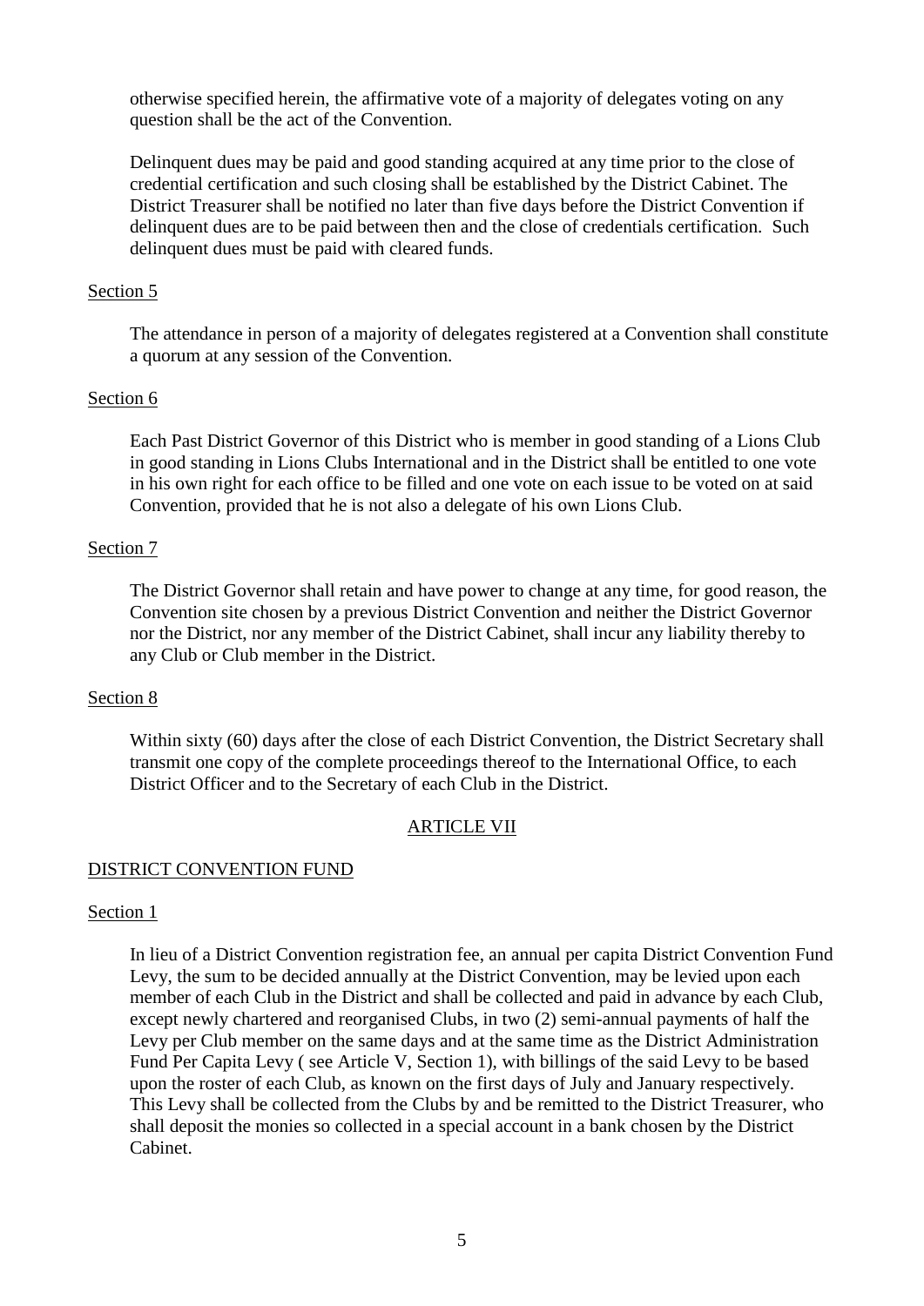otherwise specified herein, the affirmative vote of a majority of delegates voting on any question shall be the act of the Convention.

Delinquent dues may be paid and good standing acquired at any time prior to the close of credential certification and such closing shall be established by the District Cabinet. The District Treasurer shall be notified no later than five days before the District Convention if delinquent dues are to be paid between then and the close of credentials certification. Such delinquent dues must be paid with cleared funds.

Section 5

The attendance in person of a majority of delegates registered at a Convention shall constitute a quorum at any session of the Convention.

Section 6

Each Past District Governor of this District who is member in good standing of a Lions Club in good standing in Lions Clubs International and in the District shall be entitled to one vote in his own right for each office to be filled and one vote on each issue to be voted on at said Convention, provided that he is not also a delegate of his own Lions Club.

Section 7

The District Governor shall retain and have power to change at any time, for good reason, the Convention site chosen by a previous District Convention and neither the District Governor nor the District, nor any member of the District Cabinet, shall incur any liability thereby to any Club or Club member in the District.

Section 8

Within sixty (60) days after the close of each District Convention, the District Secretary shall transmit one copy of the complete proceedings thereof to the International Office, to each District Officer and to the Secretary of each Club in the District.

## ARTICLE VII

## DISTRICT CONVENTION FUND

Section 1

In lieu of a District Convention registration fee, an annual per capita District Convention Fund Levy, the sum to be decided annually at the District Convention, may be levied upon each member of each Club in the District and shall be collected and paid in advance by each Club, except newly chartered and reorganised Clubs, in two (2) semi-annual payments of half the Levy per Club member on the same days and at the same time as the District Administration Fund Per Capita Levy ( see Article V, Section 1), with billings of the said Levy to be based upon the roster of each Club, as known on the first days of July and January respectively. This Levy shall be collected from the Clubs by and be remitted to the District Treasurer, who shall deposit the monies so collected in a special account in a bank chosen by the District Cabinet.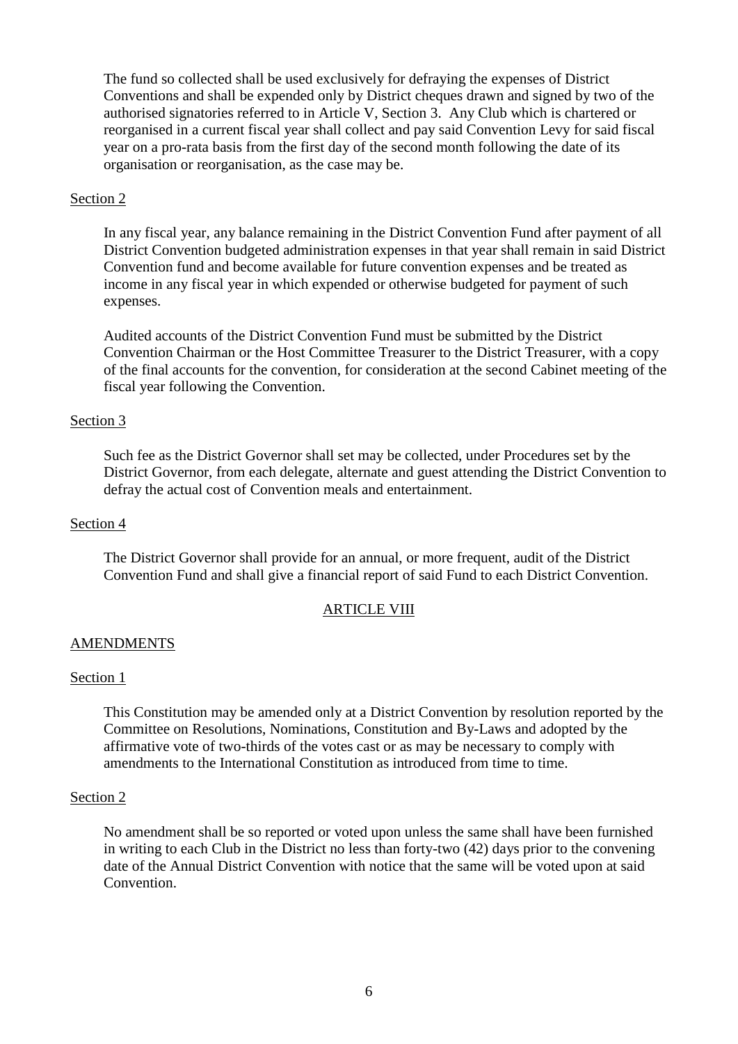The fund so collected shall be used exclusively for defraying the expenses of District Conventions and shall be expended only by District cheques drawn and signed by two of the authorised signatories referred to in Article V, Section 3. Any Club which is chartered or reorganised in a current fiscal year shall collect and pay said Convention Levy for said fiscal year on a pro-rata basis from the first day of the second month following the date of its organisation or reorganisation, as the case may be.

Section 2

In any fiscal year, any balance remaining in the District Convention Fund after payment of all District Convention budgeted administration expenses in that year shall remain in said District Convention fund and become available for future convention expenses and be treated as income in any fiscal year in which expended or otherwise budgeted for payment of such expenses.

Audited accounts of the District Convention Fund must be submitted by the District Convention Chairman or the Host Committee Treasurer to the District Treasurer, with a copy of the final accounts for the convention, for consideration at the second Cabinet meeting of the fiscal year following the Convention.

Section 3

Such fee as the District Governor shall set may be collected, under Procedures set by the District Governor, from each delegate, alternate and guest attending the District Convention to defray the actual cost of Convention meals and entertainment.

Section 4

The District Governor shall provide for an annual, or more frequent, audit of the District Convention Fund and shall give a financial report of said Fund to each District Convention.

## ARTICLE VIII

### AMENDMENTS

Section 1

This Constitution may be amended only at a District Convention by resolution reported by the Committee on Resolutions, Nominations, Constitution and By-Laws and adopted by the affirmative vote of two-thirds of the votes cast or as may be necessary to comply with amendments to the International Constitution as introduced from time to time.

Section 2

No amendment shall be so reported or voted upon unless the same shall have been furnished in writing to each Club in the District no less than forty-two (42) days prior to the convening date of the Annual District Convention with notice that the same will be voted upon at said Convention.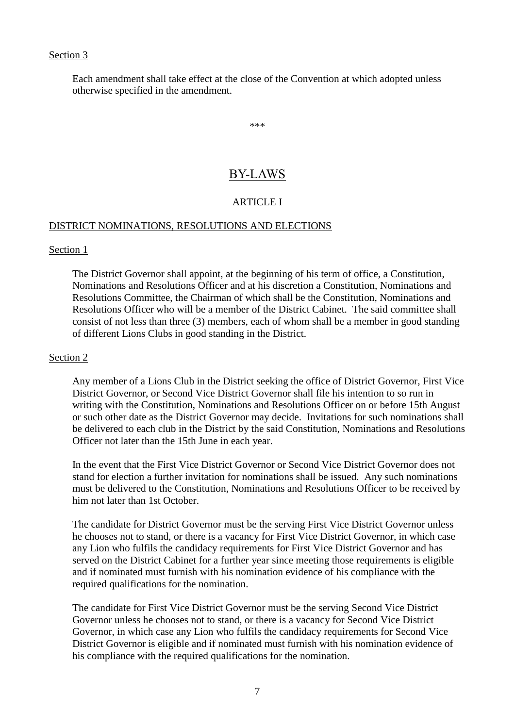Section 3

Each amendment shall take effect at the close of the Convention at which adopted unless otherwise specified in the amendment.

\*\*\*

# BY-LAWS

## ARTICLE I

### DISTRICT NOMINATIONS, RESOLUTIONS AND ELECTIONS

Section 1

The District Governor shall appoint, at the beginning of his term of office, a Constitution, Nominations and Resolutions Officer and at his discretion a Constitution, Nominations and Resolutions Committee, the Chairman of which shall be the Constitution, Nominations and Resolutions Officer who will be a member of the District Cabinet. The said committee shall consist of not less than three (3) members, each of whom shall be a member in good standing of different Lions Clubs in good standing in the District.

Section 2

Any member of a Lions Club in the District seeking the office of District Governor, First Vice District Governor, or Second Vice District Governor shall file his intention to so run in writing with the Constitution, Nominations and Resolutions Officer on or before 15th August or such other date as the District Governor may decide. Invitations for such nominations shall be delivered to each club in the District by the said Constitution, Nominations and Resolutions Officer not later than the 15th June in each year.

In the event that the First Vice District Governor or Second Vice District Governor does not stand for election a further invitation for nominations shall be issued. Any such nominations must be delivered to the Constitution, Nominations and Resolutions Officer to be received by him not later than 1st October.

The candidate for District Governor must be the serving First Vice District Governor unless he chooses not to stand, or there is a vacancy for First Vice District Governor, in which case any Lion who fulfils the candidacy requirements for First Vice District Governor and has served on the District Cabinet for a further year since meeting those requirements is eligible and if nominated must furnish with his nomination evidence of his compliance with the required qualifications for the nomination.

The candidate for First Vice District Governor must be the serving Second Vice District Governor unless he chooses not to stand, or there is a vacancy for Second Vice District Governor, in which case any Lion who fulfils the candidacy requirements for Second Vice District Governor is eligible and if nominated must furnish with his nomination evidence of his compliance with the required qualifications for the nomination.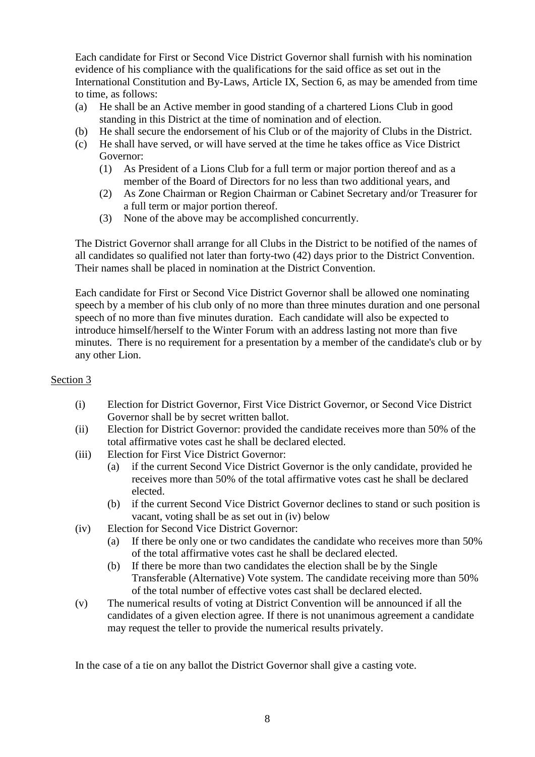Each candidate for First or Second Vice District Governor shall furnish with his nomination evidence of his compliance with the qualifications for the said office as set out in the International Constitution and By-Laws, Article IX, Section 6, as may be amended from time to time, as follows:

(a) He shall be an Active member in good standing of a chartered Lions Club in good standing in this District at the time of nomination and of election.
(b) He shall secure the endorsement of his Club or of the majority of Clubs in the District.
(c) He shall have served, or will have served at the time he takes office as Vice District Governor:
    (1) As President of a Lions Club for a full term or major portion thereof and as a member of the Board of Directors for no less than two additional years, and
    (2) As Zone Chairman or Region Chairman or Cabinet Secretary and/or Treasurer for a full term or major portion thereof.
    (3) None of the above may be accomplished concurrently.

The District Governor shall arrange for all Clubs in the District to be notified of the names of all candidates so qualified not later than forty-two (42) days prior to the District Convention. Their names shall be placed in nomination at the District Convention.

Each candidate for First or Second Vice District Governor shall be allowed one nominating speech by a member of his club only of no more than three minutes duration and one personal speech of no more than five minutes duration. Each candidate will also be expected to introduce himself/herself to the Winter Forum with an address lasting not more than five minutes. There is no requirement for a presentation by a member of the candidate's club or by any other Lion.

Section 3

(i) Election for District Governor, First Vice District Governor, or Second Vice District Governor shall be by secret written ballot.
(ii) Election for District Governor: provided the candidate receives more than 50% of the total affirmative votes cast he shall be declared elected.
(iii) Election for First Vice District Governor:
    (a) if the current Second Vice District Governor is the only candidate, provided he receives more than 50% of the total affirmative votes cast he shall be declared elected.
    (b) if the current Second Vice District Governor declines to stand or such position is vacant, voting shall be as set out in (iv) below
(iv) Election for Second Vice District Governor:
    (a) If there be only one or two candidates the candidate who receives more than 50% of the total affirmative votes cast he shall be declared elected.
    (b) If there be more than two candidates the election shall be by the Single Transferable (Alternative) Vote system. The candidate receiving more than 50% of the total number of effective votes cast shall be declared elected.
(v) The numerical results of voting at District Convention will be announced if all the candidates of a given election agree. If there is not unanimous agreement a candidate may request the teller to provide the numerical results privately.

In the case of a tie on any ballot the District Governor shall give a casting vote.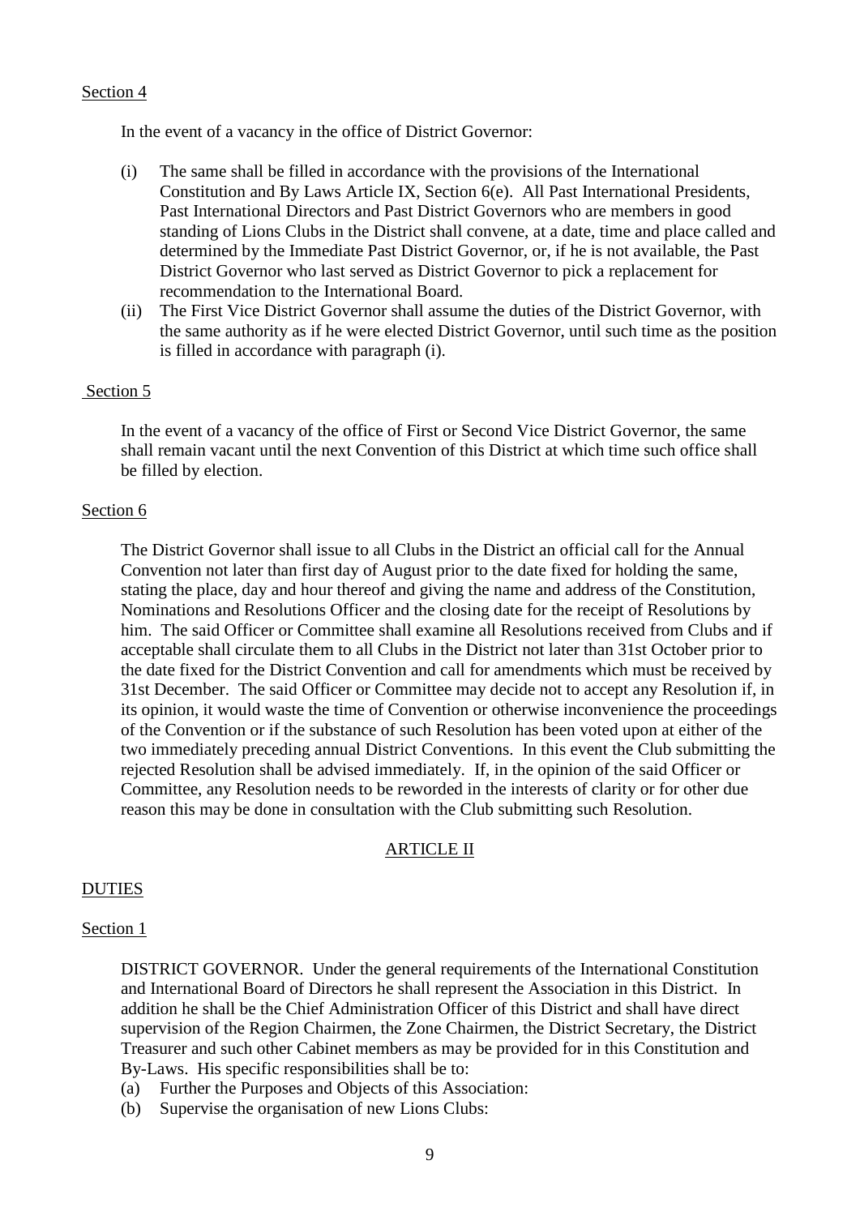Section 4

In the event of a vacancy in the office of District Governor:

(i) The same shall be filled in accordance with the provisions of the International Constitution and By Laws Article IX, Section 6(e). All Past International Presidents, Past International Directors and Past District Governors who are members in good standing of Lions Clubs in the District shall convene, at a date, time and place called and determined by the Immediate Past District Governor, or, if he is not available, the Past District Governor who last served as District Governor to pick a replacement for recommendation to the International Board.

(ii) The First Vice District Governor shall assume the duties of the District Governor, with the same authority as if he were elected District Governor, until such time as the position is filled in accordance with paragraph (i).

Section 5

In the event of a vacancy of the office of First or Second Vice District Governor, the same shall remain vacant until the next Convention of this District at which time such office shall be filled by election.

Section 6

The District Governor shall issue to all Clubs in the District an official call for the Annual Convention not later than first day of August prior to the date fixed for holding the same, stating the place, day and hour thereof and giving the name and address of the Constitution, Nominations and Resolutions Officer and the closing date for the receipt of Resolutions by him. The said Officer or Committee shall examine all Resolutions received from Clubs and if acceptable shall circulate them to all Clubs in the District not later than 31st October prior to the date fixed for the District Convention and call for amendments which must be received by 31st December. The said Officer or Committee may decide not to accept any Resolution if, in its opinion, it would waste the time of Convention or otherwise inconvenience the proceedings of the Convention or if the substance of such Resolution has been voted upon at either of the two immediately preceding annual District Conventions. In this event the Club submitting the rejected Resolution shall be advised immediately. If, in the opinion of the said Officer or Committee, any Resolution needs to be reworded in the interests of clarity or for other due reason this may be done in consultation with the Club submitting such Resolution.

## ARTICLE II

DUTIES

Section 1

DISTRICT GOVERNOR. Under the general requirements of the International Constitution and International Board of Directors he shall represent the Association in this District. In addition he shall be the Chief Administration Officer of this District and shall have direct supervision of the Region Chairmen, the Zone Chairmen, the District Secretary, the District Treasurer and such other Cabinet members as may be provided for in this Constitution and By-Laws. His specific responsibilities shall be to:

(a) Further the Purposes and Objects of this Association:
(b) Supervise the organisation of new Lions Clubs: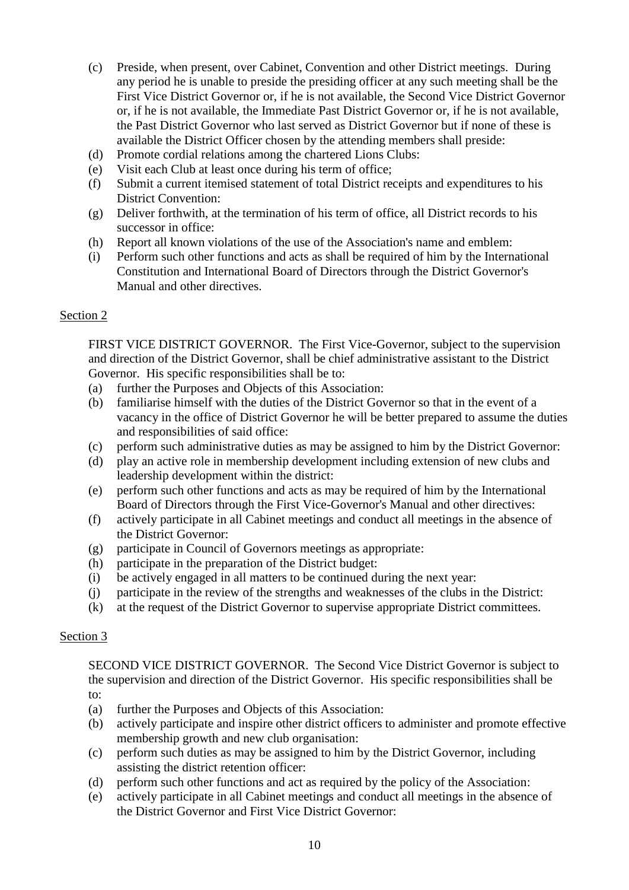(c) Preside, when present, over Cabinet, Convention and other District meetings. During any period he is unable to preside the presiding officer at any such meeting shall be the First Vice District Governor or, if he is not available, the Second Vice District Governor or, if he is not available, the Immediate Past District Governor or, if he is not available, the Past District Governor who last served as District Governor but if none of these is available the District Officer chosen by the attending members shall preside:
(d) Promote cordial relations among the chartered Lions Clubs:
(e) Visit each Club at least once during his term of office;
(f) Submit a current itemised statement of total District receipts and expenditures to his District Convention:
(g) Deliver forthwith, at the termination of his term of office, all District records to his successor in office:
(h) Report all known violations of the use of the Association's name and emblem:
(i) Perform such other functions and acts as shall be required of him by the International Constitution and International Board of Directors through the District Governor's Manual and other directives.

Section 2

FIRST VICE DISTRICT GOVERNOR. The First Vice-Governor, subject to the supervision and direction of the District Governor, shall be chief administrative assistant to the District Governor. His specific responsibilities shall be to:

(a) further the Purposes and Objects of this Association:
(b) familiarise himself with the duties of the District Governor so that in the event of a vacancy in the office of District Governor he will be better prepared to assume the duties and responsibilities of said office:
(c) perform such administrative duties as may be assigned to him by the District Governor:
(d) play an active role in membership development including extension of new clubs and leadership development within the district:
(e) perform such other functions and acts as may be required of him by the International Board of Directors through the First Vice-Governor's Manual and other directives:
(f) actively participate in all Cabinet meetings and conduct all meetings in the absence of the District Governor:
(g) participate in Council of Governors meetings as appropriate:
(h) participate in the preparation of the District budget:
(i) be actively engaged in all matters to be continued during the next year:
(j) participate in the review of the strengths and weaknesses of the clubs in the District:
(k) at the request of the District Governor to supervise appropriate District committees.

Section 3

SECOND VICE DISTRICT GOVERNOR. The Second Vice District Governor is subject to the supervision and direction of the District Governor. His specific responsibilities shall be to:

(a) further the Purposes and Objects of this Association:
(b) actively participate and inspire other district officers to administer and promote effective membership growth and new club organisation:
(c) perform such duties as may be assigned to him by the District Governor, including assisting the district retention officer:
(d) perform such other functions and act as required by the policy of the Association:
(e) actively participate in all Cabinet meetings and conduct all meetings in the absence of the District Governor and First Vice District Governor: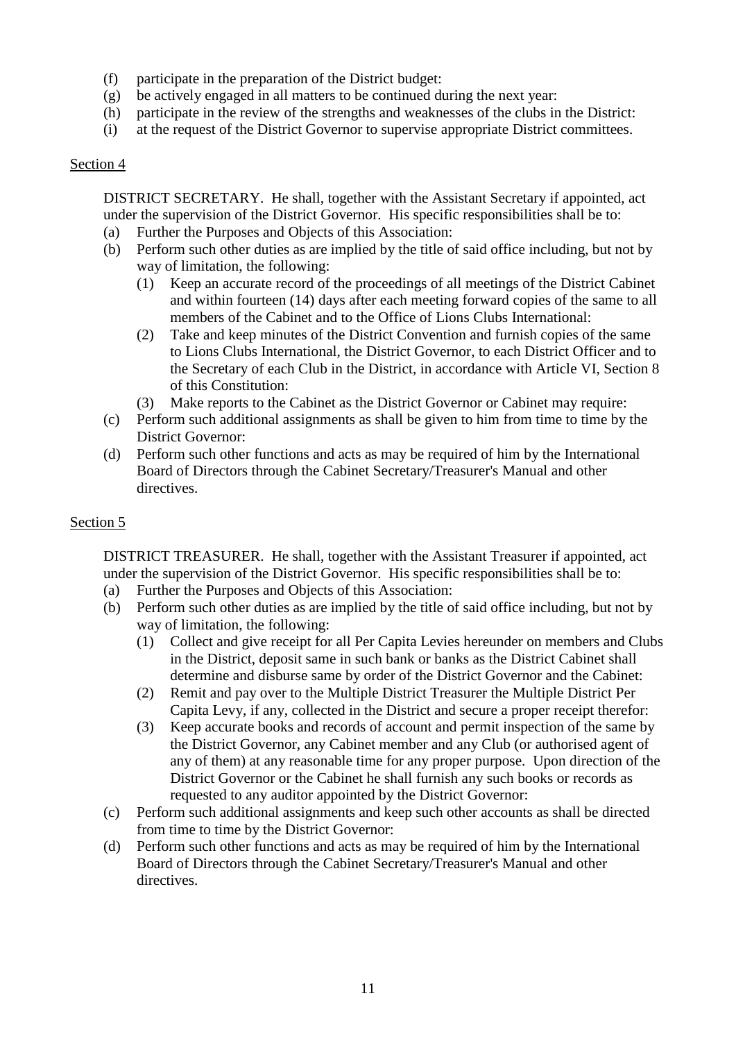(f) participate in the preparation of the District budget:
(g) be actively engaged in all matters to be continued during the next year:
(h) participate in the review of the strengths and weaknesses of the clubs in the District:
(i) at the request of the District Governor to supervise appropriate District committees.

Section 4

DISTRICT SECRETARY. He shall, together with the Assistant Secretary if appointed, act under the supervision of the District Governor. His specific responsibilities shall be to:

(a) Further the Purposes and Objects of this Association:
(b) Perform such other duties as are implied by the title of said office including, but not by way of limitation, the following:
    (1) Keep an accurate record of the proceedings of all meetings of the District Cabinet and within fourteen (14) days after each meeting forward copies of the same to all members of the Cabinet and to the Office of Lions Clubs International:
    (2) Take and keep minutes of the District Convention and furnish copies of the same to Lions Clubs International, the District Governor, to each District Officer and to the Secretary of each Club in the District, in accordance with Article VI, Section 8 of this Constitution:
    (3) Make reports to the Cabinet as the District Governor or Cabinet may require:
(c) Perform such additional assignments as shall be given to him from time to time by the District Governor:
(d) Perform such other functions and acts as may be required of him by the International Board of Directors through the Cabinet Secretary/Treasurer's Manual and other directives.

Section 5

DISTRICT TREASURER. He shall, together with the Assistant Treasurer if appointed, act under the supervision of the District Governor. His specific responsibilities shall be to:

(a) Further the Purposes and Objects of this Association:
(b) Perform such other duties as are implied by the title of said office including, but not by way of limitation, the following:
    (1) Collect and give receipt for all Per Capita Levies hereunder on members and Clubs in the District, deposit same in such bank or banks as the District Cabinet shall determine and disburse same by order of the District Governor and the Cabinet:
    (2) Remit and pay over to the Multiple District Treasurer the Multiple District Per Capita Levy, if any, collected in the District and secure a proper receipt therefor:
    (3) Keep accurate books and records of account and permit inspection of the same by the District Governor, any Cabinet member and any Club (or authorised agent of any of them) at any reasonable time for any proper purpose. Upon direction of the District Governor or the Cabinet he shall furnish any such books or records as requested to any auditor appointed by the District Governor:
(c) Perform such additional assignments and keep such other accounts as shall be directed from time to time by the District Governor:
(d) Perform such other functions and acts as may be required of him by the International Board of Directors through the Cabinet Secretary/Treasurer's Manual and other directives.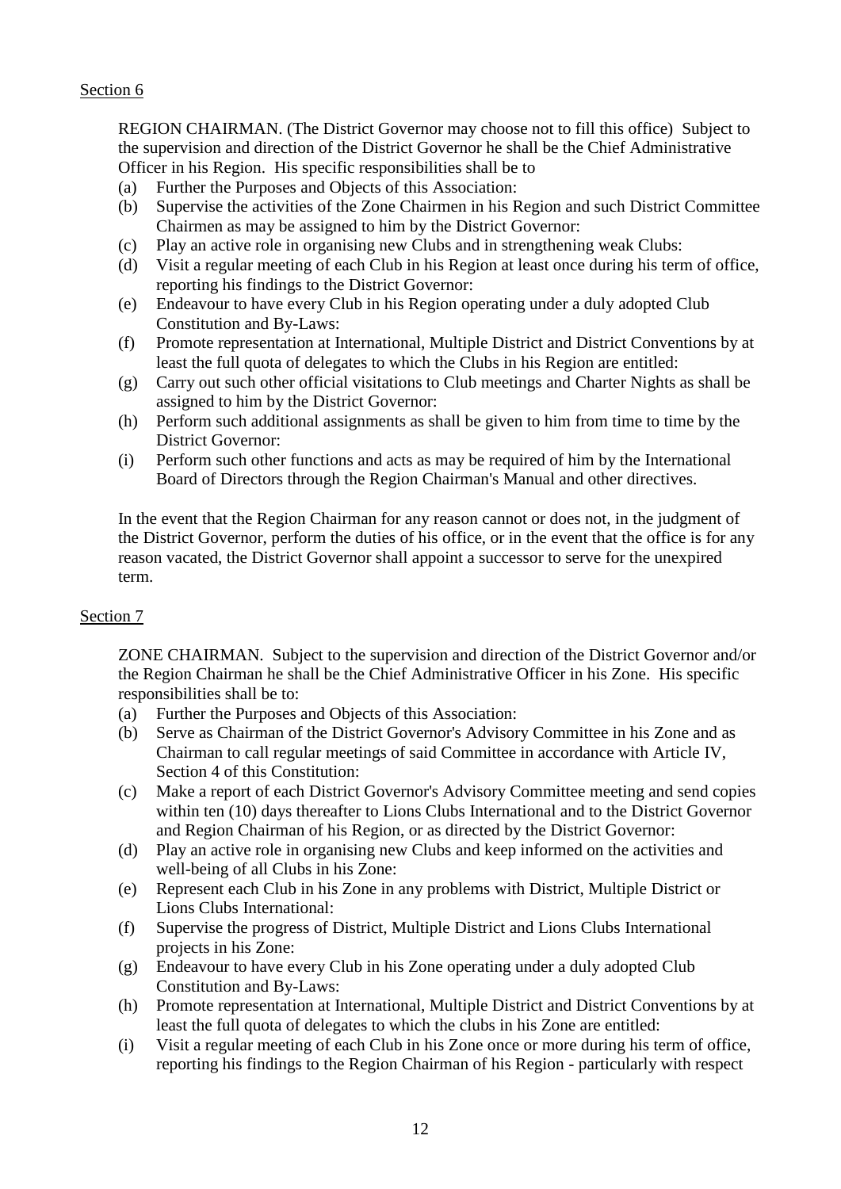Section 6

REGION CHAIRMAN. (The District Governor may choose not to fill this office) Subject to the supervision and direction of the District Governor he shall be the Chief Administrative Officer in his Region. His specific responsibilities shall be to

(a) Further the Purposes and Objects of this Association:
(b) Supervise the activities of the Zone Chairmen in his Region and such District Committee Chairmen as may be assigned to him by the District Governor:
(c) Play an active role in organising new Clubs and in strengthening weak Clubs:
(d) Visit a regular meeting of each Club in his Region at least once during his term of office, reporting his findings to the District Governor:
(e) Endeavour to have every Club in his Region operating under a duly adopted Club Constitution and By-Laws:
(f) Promote representation at International, Multiple District and District Conventions by at least the full quota of delegates to which the Clubs in his Region are entitled:
(g) Carry out such other official visitations to Club meetings and Charter Nights as shall be assigned to him by the District Governor:
(h) Perform such additional assignments as shall be given to him from time to time by the District Governor:
(i) Perform such other functions and acts as may be required of him by the International Board of Directors through the Region Chairman's Manual and other directives.

In the event that the Region Chairman for any reason cannot or does not, in the judgment of the District Governor, perform the duties of his office, or in the event that the office is for any reason vacated, the District Governor shall appoint a successor to serve for the unexpired term.

Section 7

ZONE CHAIRMAN. Subject to the supervision and direction of the District Governor and/or the Region Chairman he shall be the Chief Administrative Officer in his Zone. His specific responsibilities shall be to:

(a) Further the Purposes and Objects of this Association:
(b) Serve as Chairman of the District Governor's Advisory Committee in his Zone and as Chairman to call regular meetings of said Committee in accordance with Article IV, Section 4 of this Constitution:
(c) Make a report of each District Governor's Advisory Committee meeting and send copies within ten (10) days thereafter to Lions Clubs International and to the District Governor and Region Chairman of his Region, or as directed by the District Governor:
(d) Play an active role in organising new Clubs and keep informed on the activities and well-being of all Clubs in his Zone:
(e) Represent each Club in his Zone in any problems with District, Multiple District or Lions Clubs International:
(f) Supervise the progress of District, Multiple District and Lions Clubs International projects in his Zone:
(g) Endeavour to have every Club in his Zone operating under a duly adopted Club Constitution and By-Laws:
(h) Promote representation at International, Multiple District and District Conventions by at least the full quota of delegates to which the clubs in his Zone are entitled:
(i) Visit a regular meeting of each Club in his Zone once or more during his term of office, reporting his findings to the Region Chairman of his Region - particularly with respect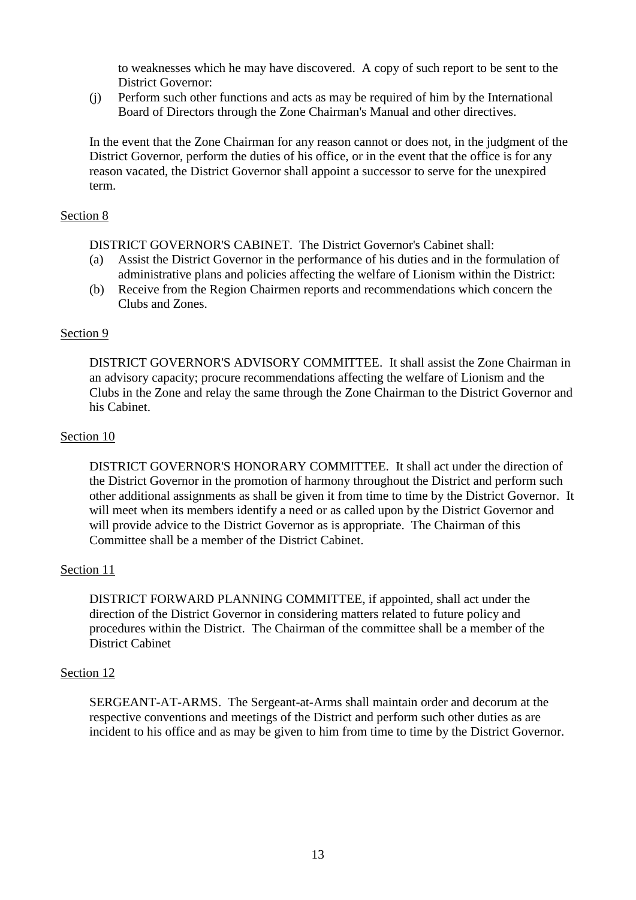to weaknesses which he may have discovered. A copy of such report to be sent to the District Governor:

(j) Perform such other functions and acts as may be required of him by the International Board of Directors through the Zone Chairman's Manual and other directives.

In the event that the Zone Chairman for any reason cannot or does not, in the judgment of the District Governor, perform the duties of his office, or in the event that the office is for any reason vacated, the District Governor shall appoint a successor to serve for the unexpired term.

Section 8

DISTRICT GOVERNOR'S CABINET. The District Governor's Cabinet shall:

(a) Assist the District Governor in the performance of his duties and in the formulation of administrative plans and policies affecting the welfare of Lionism within the District:
(b) Receive from the Region Chairmen reports and recommendations which concern the Clubs and Zones.

Section 9

DISTRICT GOVERNOR'S ADVISORY COMMITTEE. It shall assist the Zone Chairman in an advisory capacity; procure recommendations affecting the welfare of Lionism and the Clubs in the Zone and relay the same through the Zone Chairman to the District Governor and his Cabinet.

Section 10

DISTRICT GOVERNOR'S HONORARY COMMITTEE. It shall act under the direction of the District Governor in the promotion of harmony throughout the District and perform such other additional assignments as shall be given it from time to time by the District Governor. It will meet when its members identify a need or as called upon by the District Governor and will provide advice to the District Governor as is appropriate. The Chairman of this Committee shall be a member of the District Cabinet.

Section 11

DISTRICT FORWARD PLANNING COMMITTEE, if appointed, shall act under the direction of the District Governor in considering matters related to future policy and procedures within the District. The Chairman of the committee shall be a member of the District Cabinet

Section 12

SERGEANT-AT-ARMS. The Sergeant-at-Arms shall maintain order and decorum at the respective conventions and meetings of the District and perform such other duties as are incident to his office and as may be given to him from time to time by the District Governor.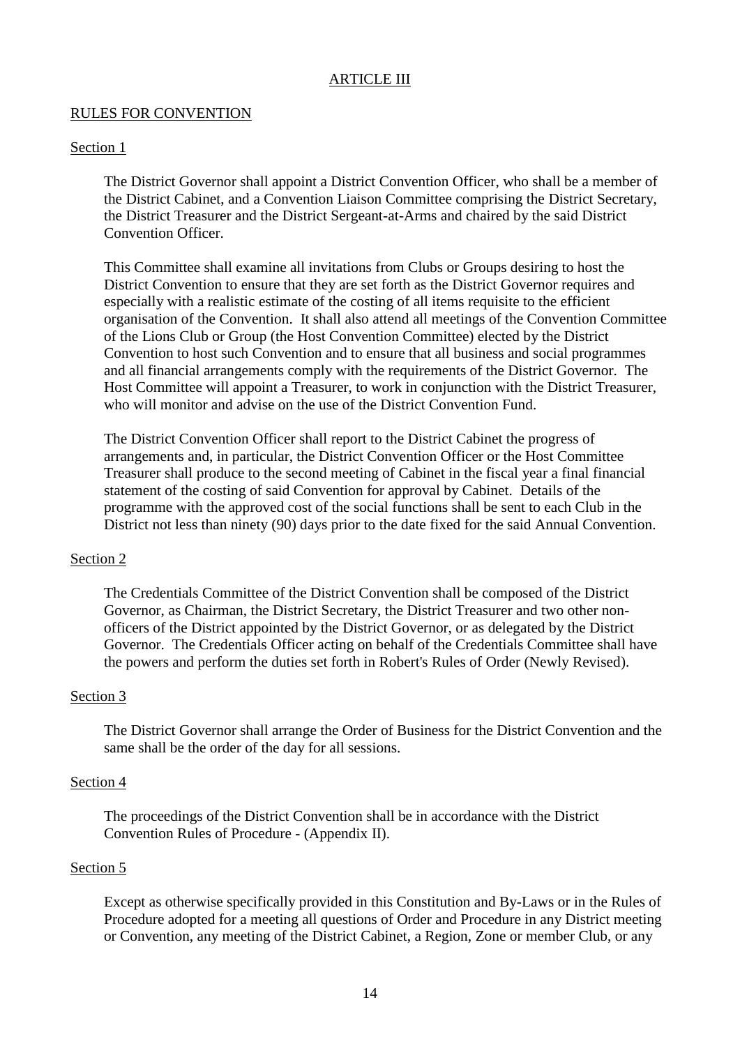## ARTICLE III

### RULES FOR CONVENTION

#### Section 1

The District Governor shall appoint a District Convention Officer, who shall be a member of the District Cabinet, and a Convention Liaison Committee comprising the District Secretary, the District Treasurer and the District Sergeant-at-Arms and chaired by the said District Convention Officer.

This Committee shall examine all invitations from Clubs or Groups desiring to host the District Convention to ensure that they are set forth as the District Governor requires and especially with a realistic estimate of the costing of all items requisite to the efficient organisation of the Convention. It shall also attend all meetings of the Convention Committee of the Lions Club or Group (the Host Convention Committee) elected by the District Convention to host such Convention and to ensure that all business and social programmes and all financial arrangements comply with the requirements of the District Governor. The Host Committee will appoint a Treasurer, to work in conjunction with the District Treasurer, who will monitor and advise on the use of the District Convention Fund.

The District Convention Officer shall report to the District Cabinet the progress of arrangements and, in particular, the District Convention Officer or the Host Committee Treasurer shall produce to the second meeting of Cabinet in the fiscal year a final financial statement of the costing of said Convention for approval by Cabinet. Details of the programme with the approved cost of the social functions shall be sent to each Club in the District not less than ninety (90) days prior to the date fixed for the said Annual Convention.

#### Section 2

The Credentials Committee of the District Convention shall be composed of the District Governor, as Chairman, the District Secretary, the District Treasurer and two other non-officers of the District appointed by the District Governor, or as delegated by the District Governor. The Credentials Officer acting on behalf of the Credentials Committee shall have the powers and perform the duties set forth in Robert's Rules of Order (Newly Revised).

#### Section 3

The District Governor shall arrange the Order of Business for the District Convention and the same shall be the order of the day for all sessions.

#### Section 4

The proceedings of the District Convention shall be in accordance with the District Convention Rules of Procedure - (Appendix II).

#### Section 5

Except as otherwise specifically provided in this Constitution and By-Laws or in the Rules of Procedure adopted for a meeting all questions of Order and Procedure in any District meeting or Convention, any meeting of the District Cabinet, a Region, Zone or member Club, or any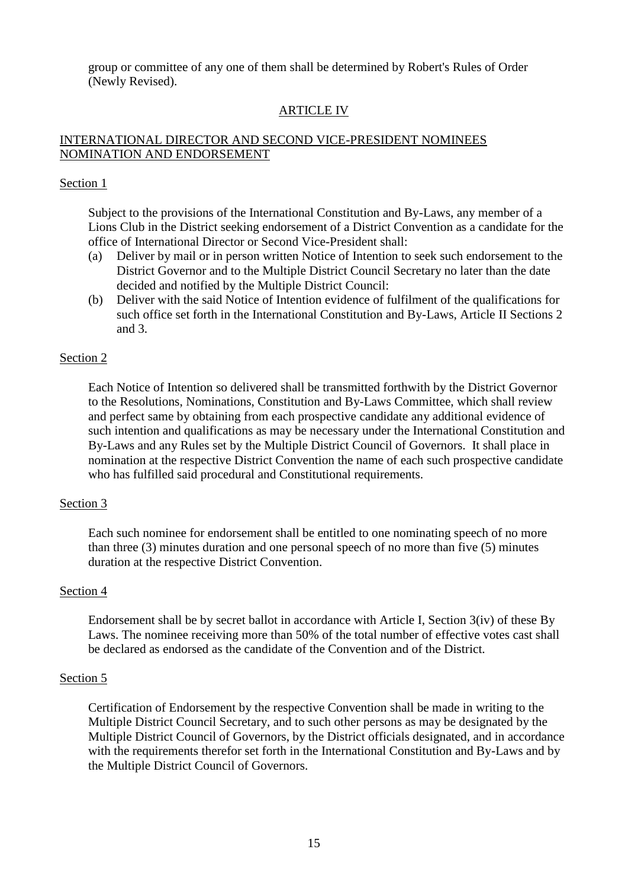group or committee of any one of them shall be determined by Robert's Rules of Order (Newly Revised).

## ARTICLE IV

### INTERNATIONAL DIRECTOR AND SECOND VICE-PRESIDENT NOMINEES NOMINATION AND ENDORSEMENT

#### Section 1

Subject to the provisions of the International Constitution and By-Laws, any member of a Lions Club in the District seeking endorsement of a District Convention as a candidate for the office of International Director or Second Vice-President shall:

(a) Deliver by mail or in person written Notice of Intention to seek such endorsement to the District Governor and to the Multiple District Council Secretary no later than the date decided and notified by the Multiple District Council:

(b) Deliver with the said Notice of Intention evidence of fulfilment of the qualifications for such office set forth in the International Constitution and By-Laws, Article II Sections 2 and 3.

#### Section 2

Each Notice of Intention so delivered shall be transmitted forthwith by the District Governor to the Resolutions, Nominations, Constitution and By-Laws Committee, which shall review and perfect same by obtaining from each prospective candidate any additional evidence of such intention and qualifications as may be necessary under the International Constitution and By-Laws and any Rules set by the Multiple District Council of Governors. It shall place in nomination at the respective District Convention the name of each such prospective candidate who has fulfilled said procedural and Constitutional requirements.

#### Section 3

Each such nominee for endorsement shall be entitled to one nominating speech of no more than three (3) minutes duration and one personal speech of no more than five (5) minutes duration at the respective District Convention.

#### Section 4

Endorsement shall be by secret ballot in accordance with Article I, Section 3(iv) of these By Laws. The nominee receiving more than 50% of the total number of effective votes cast shall be declared as endorsed as the candidate of the Convention and of the District.

#### Section 5

Certification of Endorsement by the respective Convention shall be made in writing to the Multiple District Council Secretary, and to such other persons as may be designated by the Multiple District Council of Governors, by the District officials designated, and in accordance with the requirements therefor set forth in the International Constitution and By-Laws and by the Multiple District Council of Governors.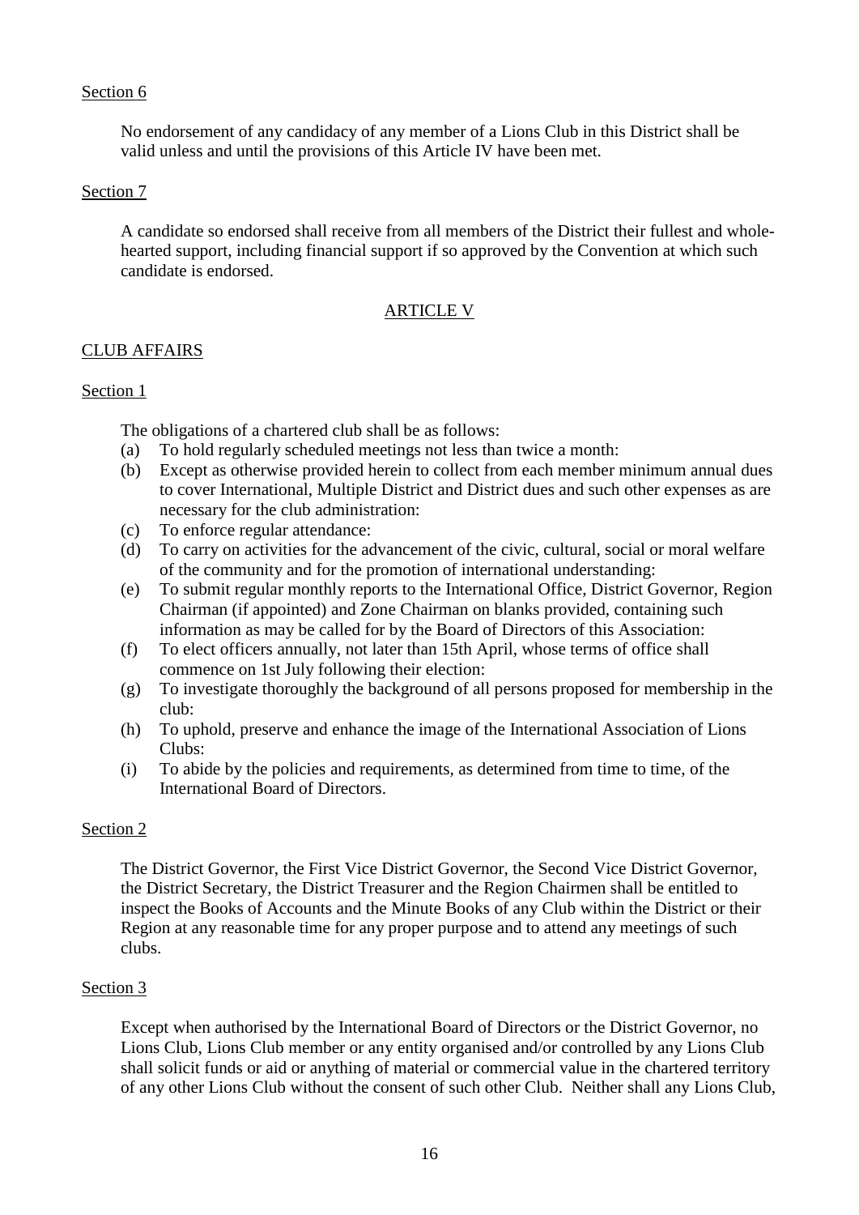Section 6

No endorsement of any candidacy of any member of a Lions Club in this District shall be valid unless and until the provisions of this Article IV have been met.

Section 7

A candidate so endorsed shall receive from all members of the District their fullest and whole-hearted support, including financial support if so approved by the Convention at which such candidate is endorsed.

## ARTICLE V

## CLUB AFFAIRS

Section 1

The obligations of a chartered club shall be as follows:

(a) To hold regularly scheduled meetings not less than twice a month:
(b) Except as otherwise provided herein to collect from each member minimum annual dues to cover International, Multiple District and District dues and such other expenses as are necessary for the club administration:
(c) To enforce regular attendance:
(d) To carry on activities for the advancement of the civic, cultural, social or moral welfare of the community and for the promotion of international understanding:
(e) To submit regular monthly reports to the International Office, District Governor, Region Chairman (if appointed) and Zone Chairman on blanks provided, containing such information as may be called for by the Board of Directors of this Association:
(f) To elect officers annually, not later than 15th April, whose terms of office shall commence on 1st July following their election:
(g) To investigate thoroughly the background of all persons proposed for membership in the club:
(h) To uphold, preserve and enhance the image of the International Association of Lions Clubs:
(i) To abide by the policies and requirements, as determined from time to time, of the International Board of Directors.

Section 2

The District Governor, the First Vice District Governor, the Second Vice District Governor, the District Secretary, the District Treasurer and the Region Chairmen shall be entitled to inspect the Books of Accounts and the Minute Books of any Club within the District or their Region at any reasonable time for any proper purpose and to attend any meetings of such clubs.

Section 3

Except when authorised by the International Board of Directors or the District Governor, no Lions Club, Lions Club member or any entity organised and/or controlled by any Lions Club shall solicit funds or aid or anything of material or commercial value in the chartered territory of any other Lions Club without the consent of such other Club. Neither shall any Lions Club,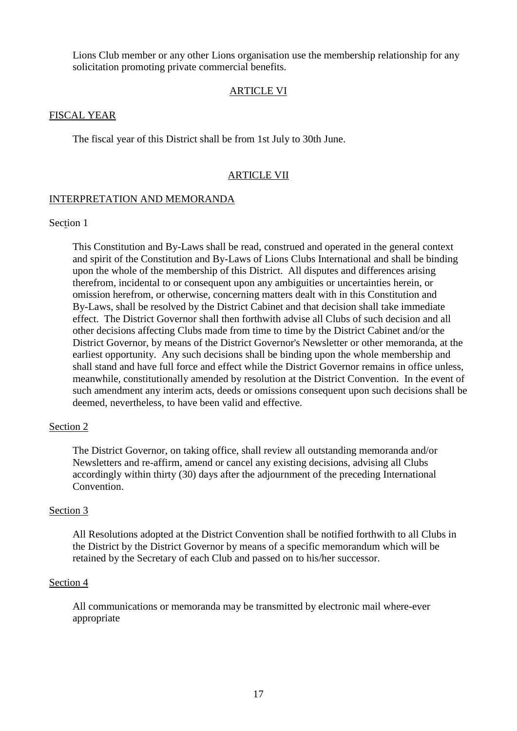Lions Club member or any other Lions organisation use the membership relationship for any solicitation promoting private commercial benefits.

## ARTICLE VI

### FISCAL YEAR

The fiscal year of this District shall be from 1st July to 30th June.

## ARTICLE VII

### INTERPRETATION AND MEMORANDA

Section 1

This Constitution and By-Laws shall be read, construed and operated in the general context and spirit of the Constitution and By-Laws of Lions Clubs International and shall be binding upon the whole of the membership of this District. All disputes and differences arising therefrom, incidental to or consequent upon any ambiguities or uncertainties herein, or omission herefrom, or otherwise, concerning matters dealt with in this Constitution and By-Laws, shall be resolved by the District Cabinet and that decision shall take immediate effect. The District Governor shall then forthwith advise all Clubs of such decision and all other decisions affecting Clubs made from time to time by the District Cabinet and/or the District Governor, by means of the District Governor's Newsletter or other memoranda, at the earliest opportunity. Any such decisions shall be binding upon the whole membership and shall stand and have full force and effect while the District Governor remains in office unless, meanwhile, constitutionally amended by resolution at the District Convention. In the event of such amendment any interim acts, deeds or omissions consequent upon such decisions shall be deemed, nevertheless, to have been valid and effective.

Section 2

The District Governor, on taking office, shall review all outstanding memoranda and/or Newsletters and re-affirm, amend or cancel any existing decisions, advising all Clubs accordingly within thirty (30) days after the adjournment of the preceding International Convention.

Section 3

All Resolutions adopted at the District Convention shall be notified forthwith to all Clubs in the District by the District Governor by means of a specific memorandum which will be retained by the Secretary of each Club and passed on to his/her successor.

Section 4

All communications or memoranda may be transmitted by electronic mail where-ever appropriate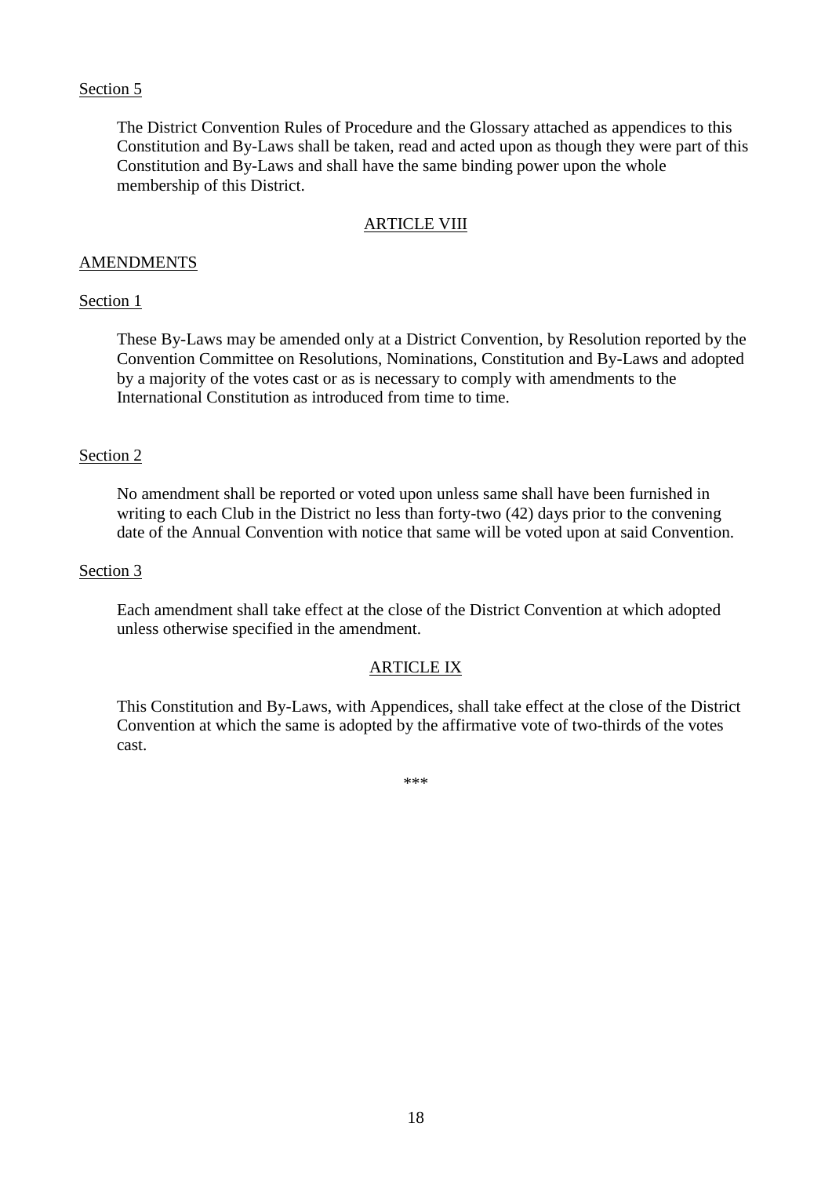Section 5

The District Convention Rules of Procedure and the Glossary attached as appendices to this Constitution and By-Laws shall be taken, read and acted upon as though they were part of this Constitution and By-Laws and shall have the same binding power upon the whole membership of this District.

## ARTICLE VIII

## AMENDMENTS

Section 1

These By-Laws may be amended only at a District Convention, by Resolution reported by the Convention Committee on Resolutions, Nominations, Constitution and By-Laws and adopted by a majority of the votes cast or as is necessary to comply with amendments to the International Constitution as introduced from time to time.

Section 2

No amendment shall be reported or voted upon unless same shall have been furnished in writing to each Club in the District no less than forty-two (42) days prior to the convening date of the Annual Convention with notice that same will be voted upon at said Convention.

Section 3

Each amendment shall take effect at the close of the District Convention at which adopted unless otherwise specified in the amendment.

## ARTICLE IX

This Constitution and By-Laws, with Appendices, shall take effect at the close of the District Convention at which the same is adopted by the affirmative vote of two-thirds of the votes cast.

***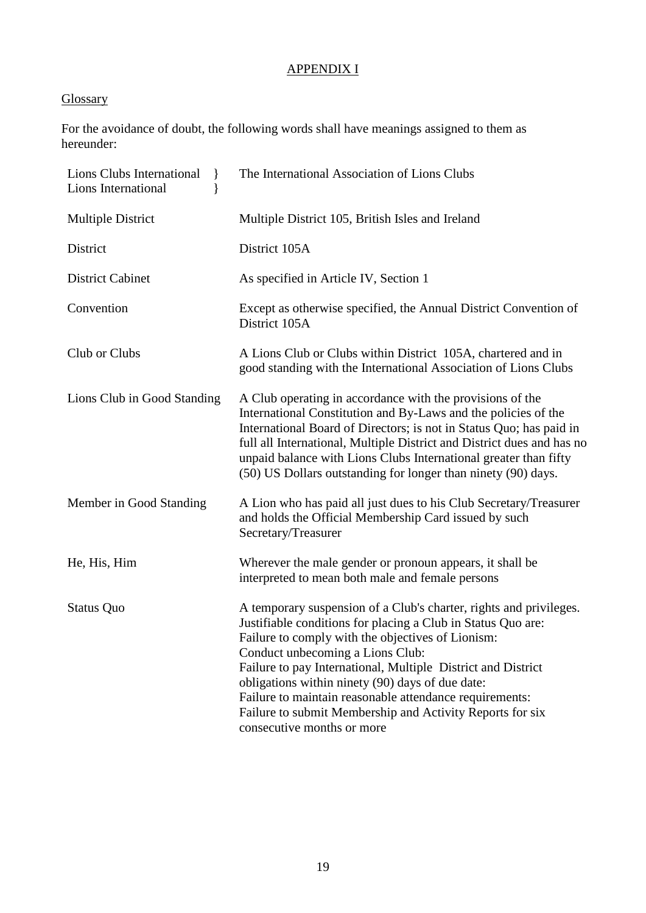# APPENDIX I

## Glossary

For the avoidance of doubt, the following words shall have meanings assigned to them as hereunder:

| Term | Meaning |
|---|---|
| Lions Clubs International }<br>Lions International } | The International Association of Lions Clubs |
| Multiple District | Multiple District 105, British Isles and Ireland |
| District | District 105A |
| District Cabinet | As specified in Article IV, Section 1 |
| Convention | Except as otherwise specified, the Annual District Convention of District 105A |
| Club or Clubs | A Lions Club or Clubs within District 105A, chartered and in good standing with the International Association of Lions Clubs |
| Lions Club in Good Standing | A Club operating in accordance with the provisions of the International Constitution and By-Laws and the policies of the International Board of Directors; is not in Status Quo; has paid in full all International, Multiple District and District dues and has no unpaid balance with Lions Clubs International greater than fifty (50) US Dollars outstanding for longer than ninety (90) days. |
| Member in Good Standing | A Lion who has paid all just dues to his Club Secretary/Treasurer and holds the Official Membership Card issued by such Secretary/Treasurer |
| He, His, Him | Wherever the male gender or pronoun appears, it shall be interpreted to mean both male and female persons |
| Status Quo | A temporary suspension of a Club's charter, rights and privileges. Justifiable conditions for placing a Club in Status Quo are:<br>Failure to comply with the objectives of Lionism:<br>Conduct unbecoming a Lions Club:<br>Failure to pay International, Multiple District and District obligations within ninety (90) days of due date:<br>Failure to maintain reasonable attendance requirements:<br>Failure to submit Membership and Activity Reports for six consecutive months or more |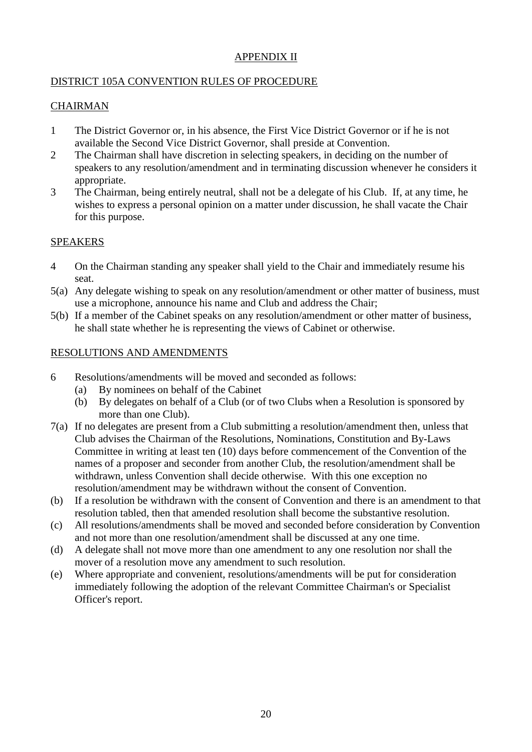## APPENDIX II

## DISTRICT 105A CONVENTION RULES OF PROCEDURE

### CHAIRMAN

1 The District Governor or, in his absence, the First Vice District Governor or if he is not available the Second Vice District Governor, shall preside at Convention.

2 The Chairman shall have discretion in selecting speakers, in deciding on the number of speakers to any resolution/amendment and in terminating discussion whenever he considers it appropriate.

3 The Chairman, being entirely neutral, shall not be a delegate of his Club. If, at any time, he wishes to express a personal opinion on a matter under discussion, he shall vacate the Chair for this purpose.

### SPEAKERS

4 On the Chairman standing any speaker shall yield to the Chair and immediately resume his seat.

5(a) Any delegate wishing to speak on any resolution/amendment or other matter of business, must use a microphone, announce his name and Club and address the Chair;

5(b) If a member of the Cabinet speaks on any resolution/amendment or other matter of business, he shall state whether he is representing the views of Cabinet or otherwise.

### RESOLUTIONS AND AMENDMENTS

6 Resolutions/amendments will be moved and seconded as follows:

- (a) By nominees on behalf of the Cabinet
- (b) By delegates on behalf of a Club (or of two Clubs when a Resolution is sponsored by more than one Club).

7(a) If no delegates are present from a Club submitting a resolution/amendment then, unless that Club advises the Chairman of the Resolutions, Nominations, Constitution and By-Laws Committee in writing at least ten (10) days before commencement of the Convention of the names of a proposer and seconder from another Club, the resolution/amendment shall be withdrawn, unless Convention shall decide otherwise. With this one exception no resolution/amendment may be withdrawn without the consent of Convention.

(b) If a resolution be withdrawn with the consent of Convention and there is an amendment to that resolution tabled, then that amended resolution shall become the substantive resolution.

(c) All resolutions/amendments shall be moved and seconded before consideration by Convention and not more than one resolution/amendment shall be discussed at any one time.

(d) A delegate shall not move more than one amendment to any one resolution nor shall the mover of a resolution move any amendment to such resolution.

(e) Where appropriate and convenient, resolutions/amendments will be put for consideration immediately following the adoption of the relevant Committee Chairman's or Specialist Officer's report.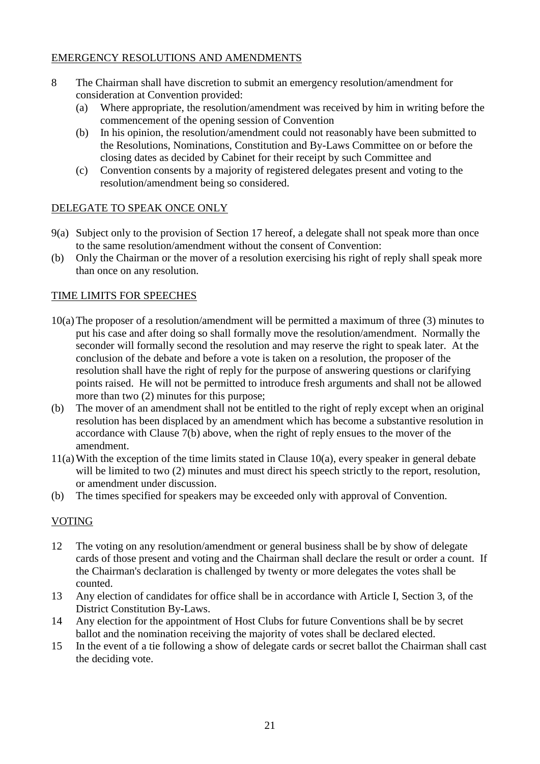## EMERGENCY RESOLUTIONS AND AMENDMENTS

8 The Chairman shall have discretion to submit an emergency resolution/amendment for consideration at Convention provided:
   - (a) Where appropriate, the resolution/amendment was received by him in writing before the commencement of the opening session of Convention
   - (b) In his opinion, the resolution/amendment could not reasonably have been submitted to the Resolutions, Nominations, Constitution and By-Laws Committee on or before the closing dates as decided by Cabinet for their receipt by such Committee and
   - (c) Convention consents by a majority of registered delegates present and voting to the resolution/amendment being so considered.

## DELEGATE TO SPEAK ONCE ONLY

9(a) Subject only to the provision of Section 17 hereof, a delegate shall not speak more than once to the same resolution/amendment without the consent of Convention:

(b) Only the Chairman or the mover of a resolution exercising his right of reply shall speak more than once on any resolution.

## TIME LIMITS FOR SPEECHES

10(a) The proposer of a resolution/amendment will be permitted a maximum of three (3) minutes to put his case and after doing so shall formally move the resolution/amendment. Normally the seconder will formally second the resolution and may reserve the right to speak later. At the conclusion of the debate and before a vote is taken on a resolution, the proposer of the resolution shall have the right of reply for the purpose of answering questions or clarifying points raised. He will not be permitted to introduce fresh arguments and shall not be allowed more than two (2) minutes for this purpose;

(b) The mover of an amendment shall not be entitled to the right of reply except when an original resolution has been displaced by an amendment which has become a substantive resolution in accordance with Clause 7(b) above, when the right of reply ensues to the mover of the amendment.

11(a) With the exception of the time limits stated in Clause 10(a), every speaker in general debate will be limited to two (2) minutes and must direct his speech strictly to the report, resolution, or amendment under discussion.

(b) The times specified for speakers may be exceeded only with approval of Convention.

## VOTING

12 The voting on any resolution/amendment or general business shall be by show of delegate cards of those present and voting and the Chairman shall declare the result or order a count. If the Chairman's declaration is challenged by twenty or more delegates the votes shall be counted.

13 Any election of candidates for office shall be in accordance with Article I, Section 3, of the District Constitution By-Laws.

14 Any election for the appointment of Host Clubs for future Conventions shall be by secret ballot and the nomination receiving the majority of votes shall be declared elected.

15 In the event of a tie following a show of delegate cards or secret ballot the Chairman shall cast the deciding vote.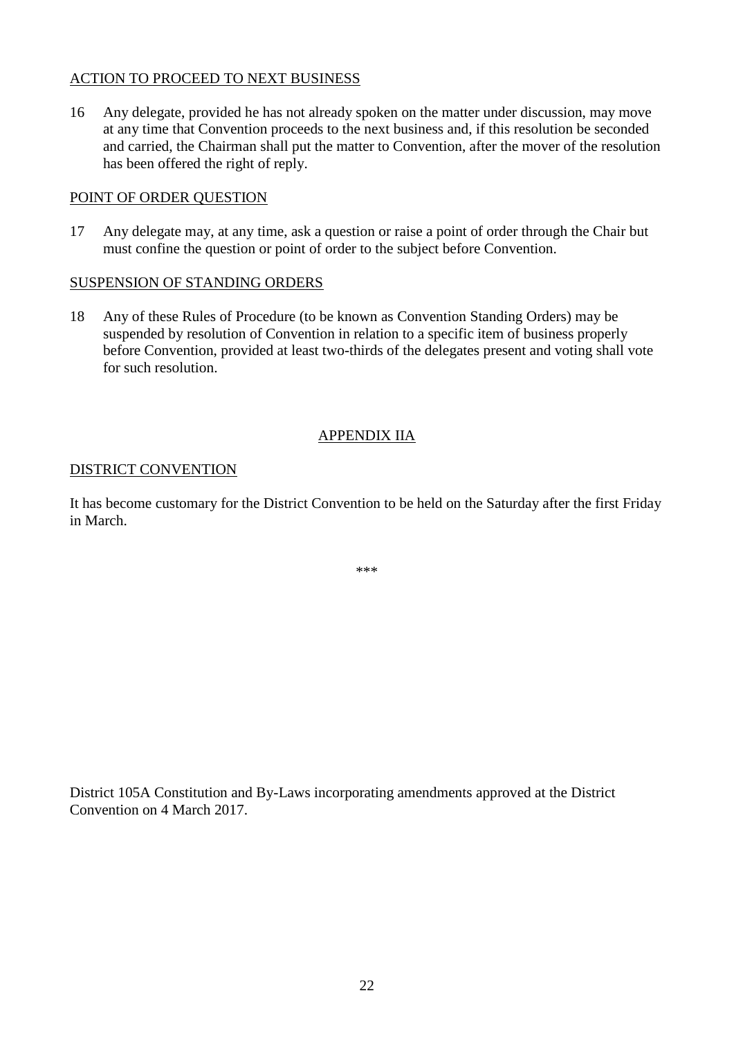ACTION TO PROCEED TO NEXT BUSINESS

16 Any delegate, provided he has not already spoken on the matter under discussion, may move at any time that Convention proceeds to the next business and, if this resolution be seconded and carried, the Chairman shall put the matter to Convention, after the mover of the resolution has been offered the right of reply.

POINT OF ORDER QUESTION

17 Any delegate may, at any time, ask a question or raise a point of order through the Chair but must confine the question or point of order to the subject before Convention.

SUSPENSION OF STANDING ORDERS

18 Any of these Rules of Procedure (to be known as Convention Standing Orders) may be suspended by resolution of Convention in relation to a specific item of business properly before Convention, provided at least two-thirds of the delegates present and voting shall vote for such resolution.

## APPENDIX IIA

DISTRICT CONVENTION

It has become customary for the District Convention to be held on the Saturday after the first Friday in March.

***

District 105A Constitution and By-Laws incorporating amendments approved at the District Convention on 4 March 2017.